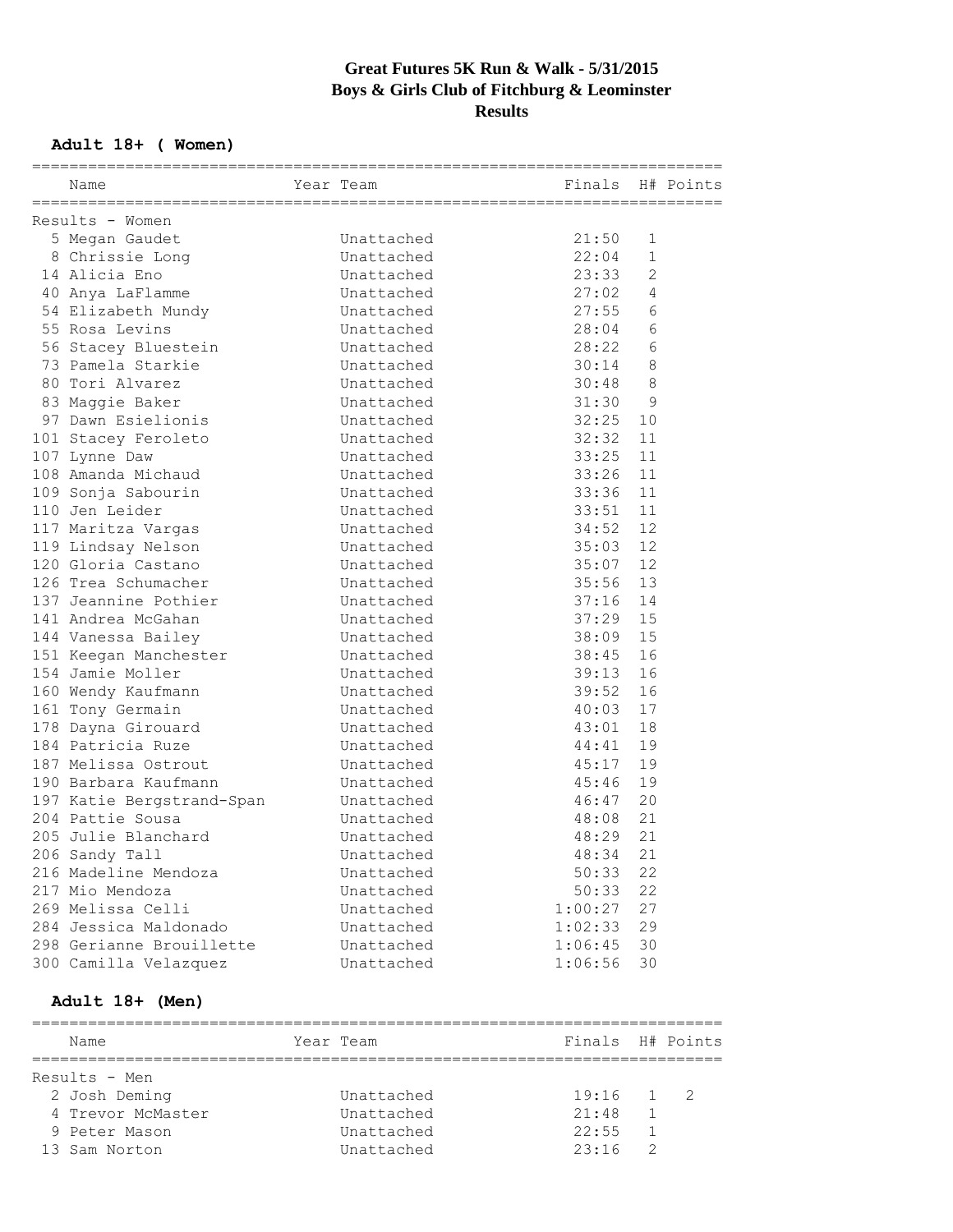# Great Futures 5K Run & Walk - 5/31/2015
## Boys & Girls Club of Fitchburg & Leominster
## Results

### Adult 18+ ( Women)

Results - Women

| Place | Name | Year | Team | Finals | H# | Points |
|---|---|---|---|---|---|---|
| 5 | Megan Gaudet | | Unattached | 21:50 | 1 | |
| 8 | Chrissie Long | | Unattached | 22:04 | 1 | |
| 14 | Alicia Eno | | Unattached | 23:33 | 2 | |
| 40 | Anya LaFlamme | | Unattached | 27:02 | 4 | |
| 54 | Elizabeth Mundy | | Unattached | 27:55 | 6 | |
| 55 | Rosa Levins | | Unattached | 28:04 | 6 | |
| 56 | Stacey Bluestein | | Unattached | 28:22 | 6 | |
| 73 | Pamela Starkie | | Unattached | 30:14 | 8 | |
| 80 | Tori Alvarez | | Unattached | 30:48 | 8 | |
| 83 | Maggie Baker | | Unattached | 31:30 | 9 | |
| 97 | Dawn Esielionis | | Unattached | 32:25 | 10 | |
| 101 | Stacey Feroleto | | Unattached | 32:32 | 11 | |
| 107 | Lynne Daw | | Unattached | 33:25 | 11 | |
| 108 | Amanda Michaud | | Unattached | 33:26 | 11 | |
| 109 | Sonja Sabourin | | Unattached | 33:36 | 11 | |
| 110 | Jen Leider | | Unattached | 33:51 | 11 | |
| 117 | Maritza Vargas | | Unattached | 34:52 | 12 | |
| 119 | Lindsay Nelson | | Unattached | 35:03 | 12 | |
| 120 | Gloria Castano | | Unattached | 35:07 | 12 | |
| 126 | Trea Schumacher | | Unattached | 35:56 | 13 | |
| 137 | Jeannine Pothier | | Unattached | 37:16 | 14 | |
| 141 | Andrea McGahan | | Unattached | 37:29 | 15 | |
| 144 | Vanessa Bailey | | Unattached | 38:09 | 15 | |
| 151 | Keegan Manchester | | Unattached | 38:45 | 16 | |
| 154 | Jamie Moller | | Unattached | 39:13 | 16 | |
| 160 | Wendy Kaufmann | | Unattached | 39:52 | 16 | |
| 161 | Tony Germain | | Unattached | 40:03 | 17 | |
| 178 | Dayna Girouard | | Unattached | 43:01 | 18 | |
| 184 | Patricia Ruze | | Unattached | 44:41 | 19 | |
| 187 | Melissa Ostrout | | Unattached | 45:17 | 19 | |
| 190 | Barbara Kaufmann | | Unattached | 45:46 | 19 | |
| 197 | Katie Bergstrand-Span | | Unattached | 46:47 | 20 | |
| 204 | Pattie Sousa | | Unattached | 48:08 | 21 | |
| 205 | Julie Blanchard | | Unattached | 48:29 | 21 | |
| 206 | Sandy Tall | | Unattached | 48:34 | 21 | |
| 216 | Madeline Mendoza | | Unattached | 50:33 | 22 | |
| 217 | Mio Mendoza | | Unattached | 50:33 | 22 | |
| 269 | Melissa Celli | | Unattached | 1:00:27 | 27 | |
| 284 | Jessica Maldonado | | Unattached | 1:02:33 | 29 | |
| 298 | Gerianne Brouillette | | Unattached | 1:06:45 | 30 | |
| 300 | Camilla Velazquez | | Unattached | 1:06:56 | 30 | |

### Adult 18+ (Men)

Results - Men

| Place | Name | Year | Team | Finals | H# | Points |
|---|---|---|---|---|---|---|
| 2 | Josh Deming | | Unattached | 19:16 | 1 | 2 |
| 4 | Trevor McMaster | | Unattached | 21:48 | 1 | |
| 9 | Peter Mason | | Unattached | 22:55 | 1 | |
| 13 | Sam Norton | | Unattached | 23:16 | 2 | |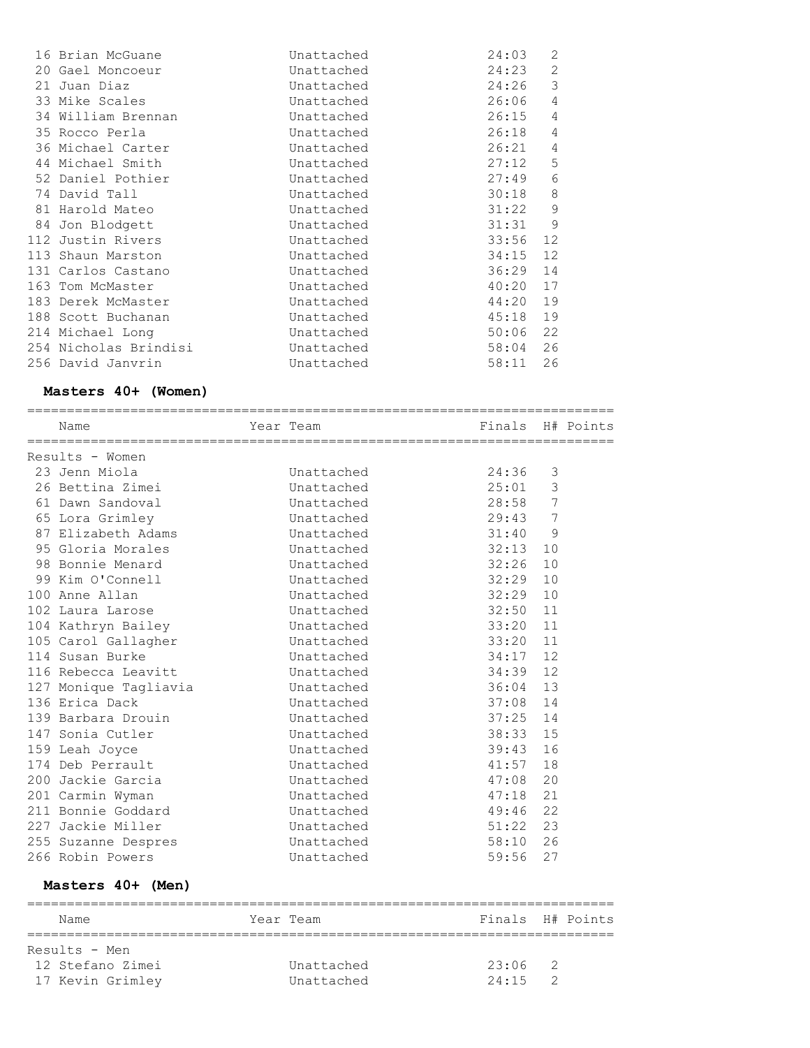| Place | Name | Year | Team | Finals | H# | Points |
|---|---|---|---|---|---|---|
| 16 | Brian McGuane | | Unattached | 24:03 | 2 | |
| 20 | Gael Moncoeur | | Unattached | 24:23 | 2 | |
| 21 | Juan Diaz | | Unattached | 24:26 | 3 | |
| 33 | Mike Scales | | Unattached | 26:06 | 4 | |
| 34 | William Brennan | | Unattached | 26:15 | 4 | |
| 35 | Rocco Perla | | Unattached | 26:18 | 4 | |
| 36 | Michael Carter | | Unattached | 26:21 | 4 | |
| 44 | Michael Smith | | Unattached | 27:12 | 5 | |
| 52 | Daniel Pothier | | Unattached | 27:49 | 6 | |
| 74 | David Tall | | Unattached | 30:18 | 8 | |
| 81 | Harold Mateo | | Unattached | 31:22 | 9 | |
| 84 | Jon Blodgett | | Unattached | 31:31 | 9 | |
| 112 | Justin Rivers | | Unattached | 33:56 | 12 | |
| 113 | Shaun Marston | | Unattached | 34:15 | 12 | |
| 131 | Carlos Castano | | Unattached | 36:29 | 14 | |
| 163 | Tom McMaster | | Unattached | 40:20 | 17 | |
| 183 | Derek McMaster | | Unattached | 44:20 | 19 | |
| 188 | Scott Buchanan | | Unattached | 45:18 | 19 | |
| 214 | Michael Long | | Unattached | 50:06 | 22 | |
| 254 | Nicholas Brindisi | | Unattached | 58:04 | 26 | |
| 256 | David Janvrin | | Unattached | 58:11 | 26 | |

## Masters 40+ (Women)

Results - Women

| Place | Name | Year | Team | Finals | H# | Points |
|---|---|---|---|---|---|---|
| 23 | Jenn Miola | | Unattached | 24:36 | 3 | |
| 26 | Bettina Zimei | | Unattached | 25:01 | 3 | |
| 61 | Dawn Sandoval | | Unattached | 28:58 | 7 | |
| 65 | Lora Grimley | | Unattached | 29:43 | 7 | |
| 87 | Elizabeth Adams | | Unattached | 31:40 | 9 | |
| 95 | Gloria Morales | | Unattached | 32:13 | 10 | |
| 98 | Bonnie Menard | | Unattached | 32:26 | 10 | |
| 99 | Kim O'Connell | | Unattached | 32:29 | 10 | |
| 100 | Anne Allan | | Unattached | 32:29 | 10 | |
| 102 | Laura Larose | | Unattached | 32:50 | 11 | |
| 104 | Kathryn Bailey | | Unattached | 33:20 | 11 | |
| 105 | Carol Gallagher | | Unattached | 33:20 | 11 | |
| 114 | Susan Burke | | Unattached | 34:17 | 12 | |
| 116 | Rebecca Leavitt | | Unattached | 34:39 | 12 | |
| 127 | Monique Tagliavia | | Unattached | 36:04 | 13 | |
| 136 | Erica Dack | | Unattached | 37:08 | 14 | |
| 139 | Barbara Drouin | | Unattached | 37:25 | 14 | |
| 147 | Sonia Cutler | | Unattached | 38:33 | 15 | |
| 159 | Leah Joyce | | Unattached | 39:43 | 16 | |
| 174 | Deb Perrault | | Unattached | 41:57 | 18 | |
| 200 | Jackie Garcia | | Unattached | 47:08 | 20 | |
| 201 | Carmin Wyman | | Unattached | 47:18 | 21 | |
| 211 | Bonnie Goddard | | Unattached | 49:46 | 22 | |
| 227 | Jackie Miller | | Unattached | 51:22 | 23 | |
| 255 | Suzanne Despres | | Unattached | 58:10 | 26 | |
| 266 | Robin Powers | | Unattached | 59:56 | 27 | |

## Masters 40+ (Men)

Results - Men

| Place | Name | Year | Team | Finals | H# | Points |
|---|---|---|---|---|---|---|
| 12 | Stefano Zimei | | Unattached | 23:06 | 2 | |
| 17 | Kevin Grimley | | Unattached | 24:15 | 2 | |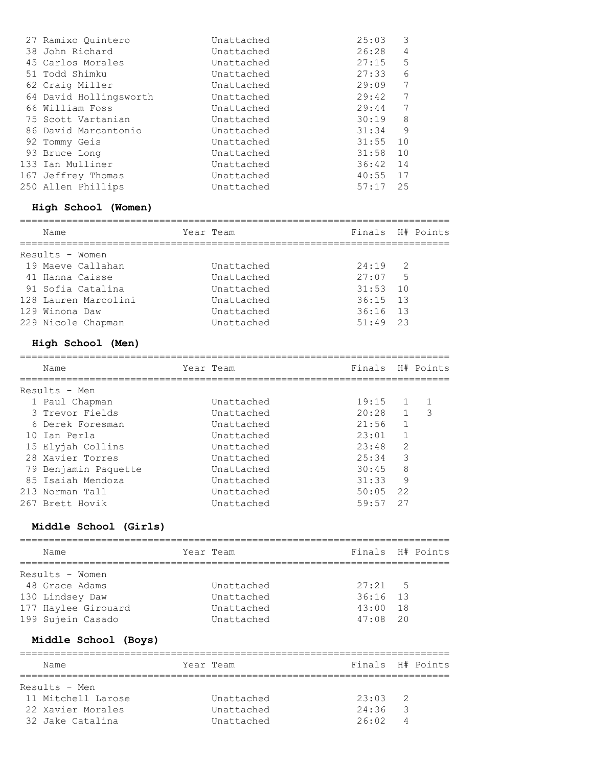| Place | Name | Year | Team | Finals | H# | Points |
|---|---|---|---|---|---|---|
| 27 | Ramixo Quintero | | Unattached | 25:03 | 3 | |
| 38 | John Richard | | Unattached | 26:28 | 4 | |
| 45 | Carlos Morales | | Unattached | 27:15 | 5 | |
| 51 | Todd Shimku | | Unattached | 27:33 | 6 | |
| 62 | Craig Miller | | Unattached | 29:09 | 7 | |
| 64 | David Hollingsworth | | Unattached | 29:42 | 7 | |
| 66 | William Foss | | Unattached | 29:44 | 7 | |
| 75 | Scott Vartanian | | Unattached | 30:19 | 8 | |
| 86 | David Marcantonio | | Unattached | 31:34 | 9 | |
| 92 | Tommy Geis | | Unattached | 31:55 | 10 | |
| 93 | Bruce Long | | Unattached | 31:58 | 10 | |
| 133 | Ian Mulliner | | Unattached | 36:42 | 14 | |
| 167 | Jeffrey Thomas | | Unattached | 40:55 | 17 | |
| 250 | Allen Phillips | | Unattached | 57:17 | 25 | |

## High School (Women)

Results - Women

| Place | Name | Year | Team | Finals | H# | Points |
|---|---|---|---|---|---|---|
| 19 | Maeve Callahan | | Unattached | 24:19 | 2 | |
| 41 | Hanna Caisse | | Unattached | 27:07 | 5 | |
| 91 | Sofia Catalina | | Unattached | 31:53 | 10 | |
| 128 | Lauren Marcolini | | Unattached | 36:15 | 13 | |
| 129 | Winona Daw | | Unattached | 36:16 | 13 | |
| 229 | Nicole Chapman | | Unattached | 51:49 | 23 | |

## High School (Men)

Results - Men

| Place | Name | Year | Team | Finals | H# | Points |
|---|---|---|---|---|---|---|
| 1 | Paul Chapman | | Unattached | 19:15 | 1 | 1 |
| 3 | Trevor Fields | | Unattached | 20:28 | 1 | 3 |
| 6 | Derek Foresman | | Unattached | 21:56 | 1 | |
| 10 | Ian Perla | | Unattached | 23:01 | 1 | |
| 15 | Elyjah Collins | | Unattached | 23:48 | 2 | |
| 28 | Xavier Torres | | Unattached | 25:34 | 3 | |
| 79 | Benjamin Paquette | | Unattached | 30:45 | 8 | |
| 85 | Isaiah Mendoza | | Unattached | 31:33 | 9 | |
| 213 | Norman Tall | | Unattached | 50:05 | 22 | |
| 267 | Brett Hovik | | Unattached | 59:57 | 27 | |

## Middle School (Girls)

Results - Women

| Place | Name | Year | Team | Finals | H# | Points |
|---|---|---|---|---|---|---|
| 48 | Grace Adams | | Unattached | 27:21 | 5 | |
| 130 | Lindsey Daw | | Unattached | 36:16 | 13 | |
| 177 | Haylee Girouard | | Unattached | 43:00 | 18 | |
| 199 | Sujein Casado | | Unattached | 47:08 | 20 | |

## Middle School (Boys)

Results - Men

| Place | Name | Year | Team | Finals | H# | Points |
|---|---|---|---|---|---|---|
| 11 | Mitchell Larose | | Unattached | 23:03 | 2 | |
| 22 | Xavier Morales | | Unattached | 24:36 | 3 | |
| 32 | Jake Catalina | | Unattached | 26:02 | 4 | |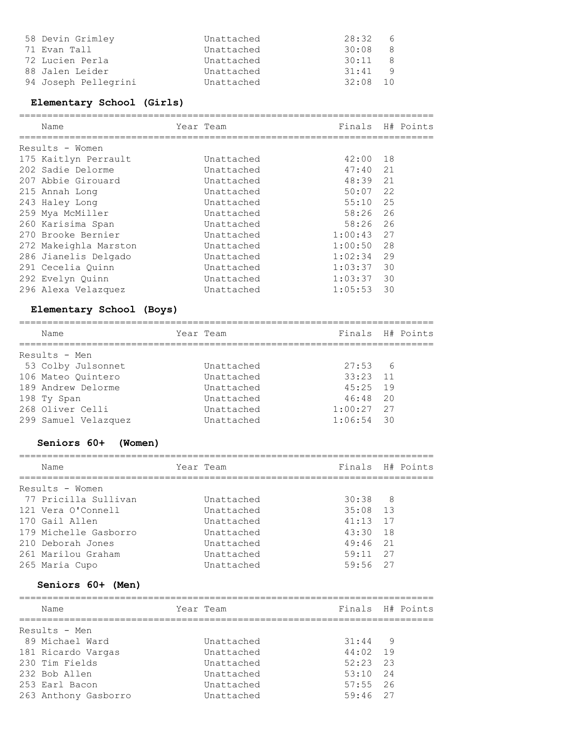| Name | Year | Team | Finals | H# | Points |
|---|---|---|---|---|---|
| 58 Devin Grimley | | Unattached | 28:32 | 6 | |
| 71 Evan Tall | | Unattached | 30:08 | 8 | |
| 72 Lucien Perla | | Unattached | 30:11 | 8 | |
| 88 Jalen Leider | | Unattached | 31:41 | 9 | |
| 94 Joseph Pellegrini | | Unattached | 32:08 | 10 | |

## Elementary School (Girls)

Results - Women

| Name | Year | Team | Finals | H# | Points |
|---|---|---|---|---|---|
| 175 Kaitlyn Perrault | | Unattached | 42:00 | 18 | |
| 202 Sadie Delorme | | Unattached | 47:40 | 21 | |
| 207 Abbie Girouard | | Unattached | 48:39 | 21 | |
| 215 Annah Long | | Unattached | 50:07 | 22 | |
| 243 Haley Long | | Unattached | 55:10 | 25 | |
| 259 Mya McMiller | | Unattached | 58:26 | 26 | |
| 260 Karisima Span | | Unattached | 58:26 | 26 | |
| 270 Brooke Bernier | | Unattached | 1:00:43 | 27 | |
| 272 Makeighla Marston | | Unattached | 1:00:50 | 28 | |
| 286 Jianelis Delgado | | Unattached | 1:02:34 | 29 | |
| 291 Cecelia Quinn | | Unattached | 1:03:37 | 30 | |
| 292 Evelyn Quinn | | Unattached | 1:03:37 | 30 | |
| 296 Alexa Velazquez | | Unattached | 1:05:53 | 30 | |

## Elementary School (Boys)

Results - Men

| Name | Year | Team | Finals | H# | Points |
|---|---|---|---|---|---|
| 53 Colby Julsonnet | | Unattached | 27:53 | 6 | |
| 106 Mateo Quintero | | Unattached | 33:23 | 11 | |
| 189 Andrew Delorme | | Unattached | 45:25 | 19 | |
| 198 Ty Span | | Unattached | 46:48 | 20 | |
| 268 Oliver Celli | | Unattached | 1:00:27 | 27 | |
| 299 Samuel Velazquez | | Unattached | 1:06:54 | 30 | |

## Seniors 60+ (Women)

Results - Women

| Name | Year | Team | Finals | H# | Points |
|---|---|---|---|---|---|
| 77 Pricilla Sullivan | | Unattached | 30:38 | 8 | |
| 121 Vera O'Connell | | Unattached | 35:08 | 13 | |
| 170 Gail Allen | | Unattached | 41:13 | 17 | |
| 179 Michelle Gasborro | | Unattached | 43:30 | 18 | |
| 210 Deborah Jones | | Unattached | 49:46 | 21 | |
| 261 Marilou Graham | | Unattached | 59:11 | 27 | |
| 265 Maria Cupo | | Unattached | 59:56 | 27 | |

## Seniors 60+ (Men)

Results - Men

| Name | Year | Team | Finals | H# | Points |
|---|---|---|---|---|---|
| 89 Michael Ward | | Unattached | 31:44 | 9 | |
| 181 Ricardo Vargas | | Unattached | 44:02 | 19 | |
| 230 Tim Fields | | Unattached | 52:23 | 23 | |
| 232 Bob Allen | | Unattached | 53:10 | 24 | |
| 253 Earl Bacon | | Unattached | 57:55 | 26 | |
| 263 Anthony Gasborro | | Unattached | 59:46 | 27 | |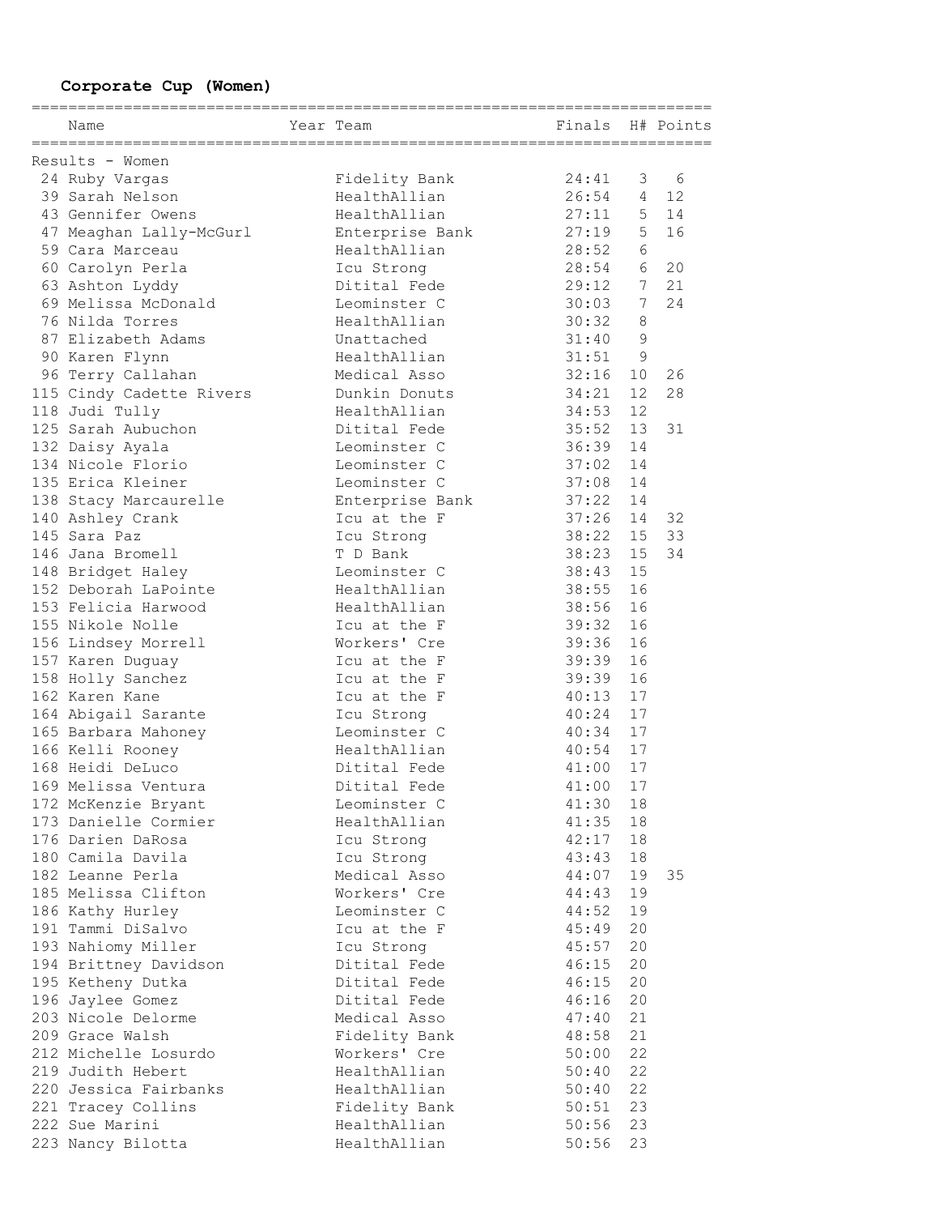## Corpor​ate Cup (Women)

| Place | Name | Year | Team | Finals | H# | Points |
|---|---|---|---|---|---|---|
| **Results - Women** | | | | | | |
| 24 | Ruby Vargas | | Fidelity Bank | 24:41 | 3 | 6 |
| 39 | Sarah Nelson | | HealthAllian | 26:54 | 4 | 12 |
| 43 | Gennifer Owens | | HealthAllian | 27:11 | 5 | 14 |
| 47 | Meaghan Lally-McGurl | | Enterprise Bank | 27:19 | 5 | 16 |
| 59 | Cara Marceau | | HealthAllian | 28:52 | 6 | |
| 60 | Carolyn Perla | | Icu Strong | 28:54 | 6 | 20 |
| 63 | Ashton Lyddy | | Ditital Fede | 29:12 | 7 | 21 |
| 69 | Melissa McDonald | | Leominster C | 30:03 | 7 | 24 |
| 76 | Nilda Torres | | HealthAllian | 30:32 | 8 | |
| 87 | Elizabeth Adams | | Unattached | 31:40 | 9 | |
| 90 | Karen Flynn | | HealthAllian | 31:51 | 9 | |
| 96 | Terry Callahan | | Medical Asso | 32:16 | 10 | 26 |
| 115 | Cindy Cadette Rivers | | Dunkin Donuts | 34:21 | 12 | 28 |
| 118 | Judi Tully | | HealthAllian | 34:53 | 12 | |
| 125 | Sarah Aubuchon | | Ditital Fede | 35:52 | 13 | 31 |
| 132 | Daisy Ayala | | Leominster C | 36:39 | 14 | |
| 134 | Nicole Florio | | Leominster C | 37:02 | 14 | |
| 135 | Erica Kleiner | | Leominster C | 37:08 | 14 | |
| 138 | Stacy Marcaurelle | | Enterprise Bank | 37:22 | 14 | |
| 140 | Ashley Crank | | Icu at the F | 37:26 | 14 | 32 |
| 145 | Sara Paz | | Icu Strong | 38:22 | 15 | 33 |
| 146 | Jana Bromell | | T D Bank | 38:23 | 15 | 34 |
| 148 | Bridget Haley | | Leominster C | 38:43 | 15 | |
| 152 | Deborah LaPointe | | HealthAllian | 38:55 | 16 | |
| 153 | Felicia Harwood | | HealthAllian | 38:56 | 16 | |
| 155 | Nikole Nolle | | Icu at the F | 39:32 | 16 | |
| 156 | Lindsey Morrell | | Workers' Cre | 39:36 | 16 | |
| 157 | Karen Duguay | | Icu at the F | 39:39 | 16 | |
| 158 | Holly Sanchez | | Icu at the F | 39:39 | 16 | |
| 162 | Karen Kane | | Icu at the F | 40:13 | 17 | |
| 164 | Abigail Sarante | | Icu Strong | 40:24 | 17 | |
| 165 | Barbara Mahoney | | Leominster C | 40:34 | 17 | |
| 166 | Kelli Rooney | | HealthAllian | 40:54 | 17 | |
| 168 | Heidi DeLuco | | Ditital Fede | 41:00 | 17 | |
| 169 | Melissa Ventura | | Ditital Fede | 41:00 | 17 | |
| 172 | McKenzie Bryant | | Leominster C | 41:30 | 18 | |
| 173 | Danielle Cormier | | HealthAllian | 41:35 | 18 | |
| 176 | Darien DaRosa | | Icu Strong | 42:17 | 18 | |
| 180 | Camila Davila | | Icu Strong | 43:43 | 18 | |
| 182 | Leanne Perla | | Medical Asso | 44:07 | 19 | 35 |
| 185 | Melissa Clifton | | Workers' Cre | 44:43 | 19 | |
| 186 | Kathy Hurley | | Leominster C | 44:52 | 19 | |
| 191 | Tammi DiSalvo | | Icu at the F | 45:49 | 20 | |
| 193 | Nahiomy Miller | | Icu Strong | 45:57 | 20 | |
| 194 | Brittney Davidson | | Ditital Fede | 46:15 | 20 | |
| 195 | Ketheny Dutka | | Ditital Fede | 46:15 | 20 | |
| 196 | Jaylee Gomez | | Ditital Fede | 46:16 | 20 | |
| 203 | Nicole Delorme | | Medical Asso | 47:40 | 21 | |
| 209 | Grace Walsh | | Fidelity Bank | 48:58 | 21 | |
| 212 | Michelle Losurdo | | Workers' Cre | 50:00 | 22 | |
| 219 | Judith Hebert | | HealthAllian | 50:40 | 22 | |
| 220 | Jessica Fairbanks | | HealthAllian | 50:40 | 22 | |
| 221 | Tracey Collins | | Fidelity Bank | 50:51 | 23 | |
| 222 | Sue Marini | | HealthAllian | 50:56 | 23 | |
| 223 | Nancy Bilotta | | HealthAllian | 50:56 | 23 | |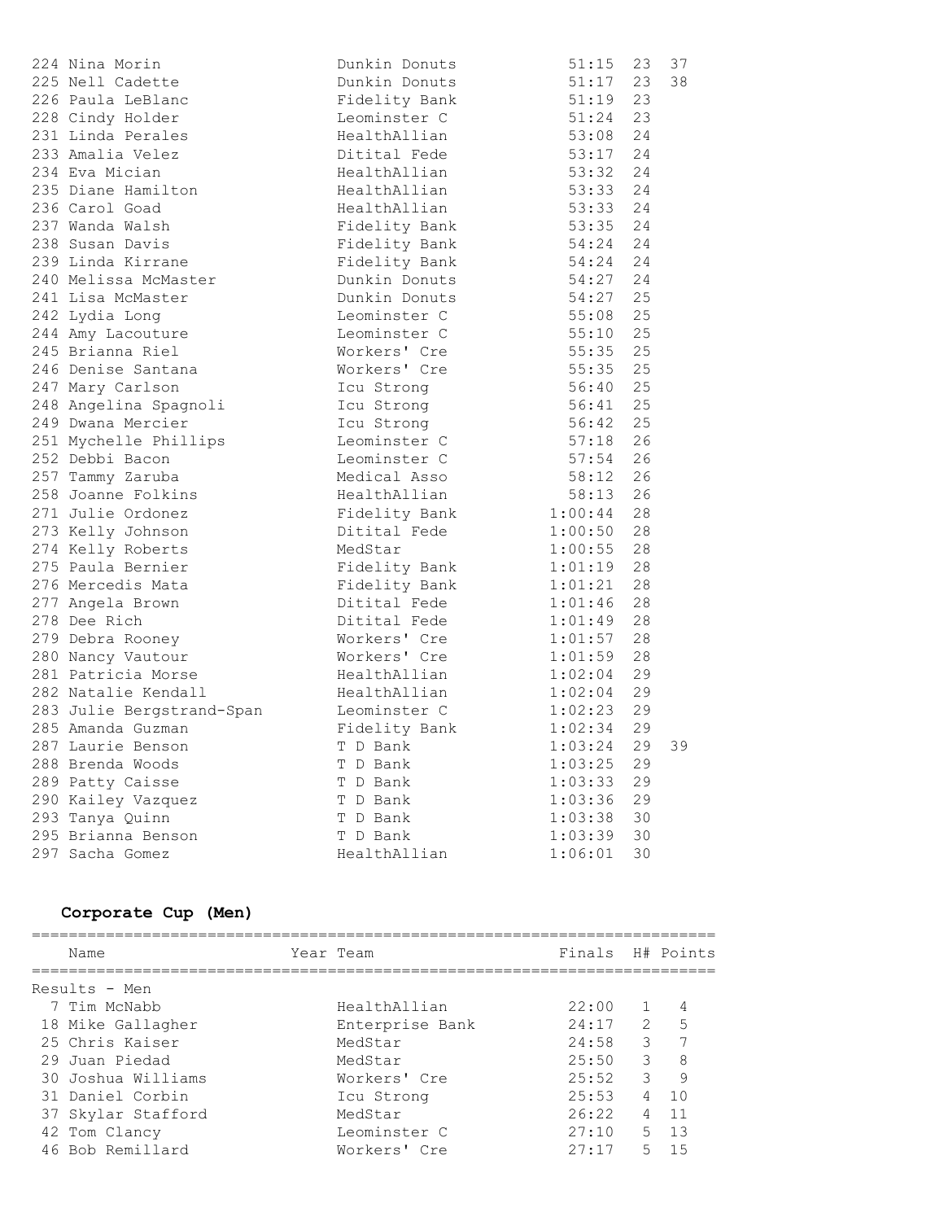| Place | Name | Team | Finals | H# | Points |
|---|---|---|---|---|---|
| 224 | Nina Morin | Dunkin Donuts | 51:15 | 23 | 37 |
| 225 | Nell Cadette | Dunkin Donuts | 51:17 | 23 | 38 |
| 226 | Paula LeBlanc | Fidelity Bank | 51:19 | 23 | |
| 228 | Cindy Holder | Leominster C | 51:24 | 23 | |
| 231 | Linda Perales | HealthAllian | 53:08 | 24 | |
| 233 | Amalia Velez | Ditital Fede | 53:17 | 24 | |
| 234 | Eva Mician | HealthAllian | 53:32 | 24 | |
| 235 | Diane Hamilton | HealthAllian | 53:33 | 24 | |
| 236 | Carol Goad | HealthAllian | 53:33 | 24 | |
| 237 | Wanda Walsh | Fidelity Bank | 53:35 | 24 | |
| 238 | Susan Davis | Fidelity Bank | 54:24 | 24 | |
| 239 | Linda Kirrane | Fidelity Bank | 54:24 | 24 | |
| 240 | Melissa McMaster | Dunkin Donuts | 54:27 | 24 | |
| 241 | Lisa McMaster | Dunkin Donuts | 54:27 | 25 | |
| 242 | Lydia Long | Leominster C | 55:08 | 25 | |
| 244 | Amy Lacouture | Leominster C | 55:10 | 25 | |
| 245 | Brianna Riel | Workers' Cre | 55:35 | 25 | |
| 246 | Denise Santana | Workers' Cre | 55:35 | 25 | |
| 247 | Mary Carlson | Icu Strong | 56:40 | 25 | |
| 248 | Angelina Spagnoli | Icu Strong | 56:41 | 25 | |
| 249 | Dwana Mercier | Icu Strong | 56:42 | 25 | |
| 251 | Mychelle Phillips | Leominster C | 57:18 | 26 | |
| 252 | Debbi Bacon | Leominster C | 57:54 | 26 | |
| 257 | Tammy Zaruba | Medical Asso | 58:12 | 26 | |
| 258 | Joanne Folkins | HealthAllian | 58:13 | 26 | |
| 271 | Julie Ordonez | Fidelity Bank | 1:00:44 | 28 | |
| 273 | Kelly Johnson | Ditital Fede | 1:00:50 | 28 | |
| 274 | Kelly Roberts | MedStar | 1:00:55 | 28 | |
| 275 | Paula Bernier | Fidelity Bank | 1:01:19 | 28 | |
| 276 | Mercedis Mata | Fidelity Bank | 1:01:21 | 28 | |
| 277 | Angela Brown | Ditital Fede | 1:01:46 | 28 | |
| 278 | Dee Rich | Ditital Fede | 1:01:49 | 28 | |
| 279 | Debra Rooney | Workers' Cre | 1:01:57 | 28 | |
| 280 | Nancy Vautour | Workers' Cre | 1:01:59 | 28 | |
| 281 | Patricia Morse | HealthAllian | 1:02:04 | 29 | |
| 282 | Natalie Kendall | HealthAllian | 1:02:04 | 29 | |
| 283 | Julie Bergstrand-Span | Leominster C | 1:02:23 | 29 | |
| 285 | Amanda Guzman | Fidelity Bank | 1:02:34 | 29 | |
| 287 | Laurie Benson | T D Bank | 1:03:24 | 29 | 39 |
| 288 | Brenda Woods | T D Bank | 1:03:25 | 29 | |
| 289 | Patty Caisse | T D Bank | 1:03:33 | 29 | |
| 290 | Kailey Vazquez | T D Bank | 1:03:36 | 29 | |
| 293 | Tanya Quinn | T D Bank | 1:03:38 | 30 | |
| 295 | Brianna Benson | T D Bank | 1:03:39 | 30 | |
| 297 | Sacha Gomez | HealthAllian | 1:06:01 | 30 | |

## Corporate Cup (Men)

Results - Men

| Place | Name | Year | Team | Finals | H# | Points |
|---|---|---|---|---|---|---|
| 7 | Tim McNabb | | HealthAllian | 22:00 | 1 | 4 |
| 18 | Mike Gallagher | | Enterprise Bank | 24:17 | 2 | 5 |
| 25 | Chris Kaiser | | MedStar | 24:58 | 3 | 7 |
| 29 | Juan Piedad | | MedStar | 25:50 | 3 | 8 |
| 30 | Joshua Williams | | Workers' Cre | 25:52 | 3 | 9 |
| 31 | Daniel Corbin | | Icu Strong | 25:53 | 4 | 10 |
| 37 | Skylar Stafford | | MedStar | 26:22 | 4 | 11 |
| 42 | Tom Clancy | | Leominster C | 27:10 | 5 | 13 |
| 46 | Bob Remillard | | Workers' Cre | 27:17 | 5 | 15 |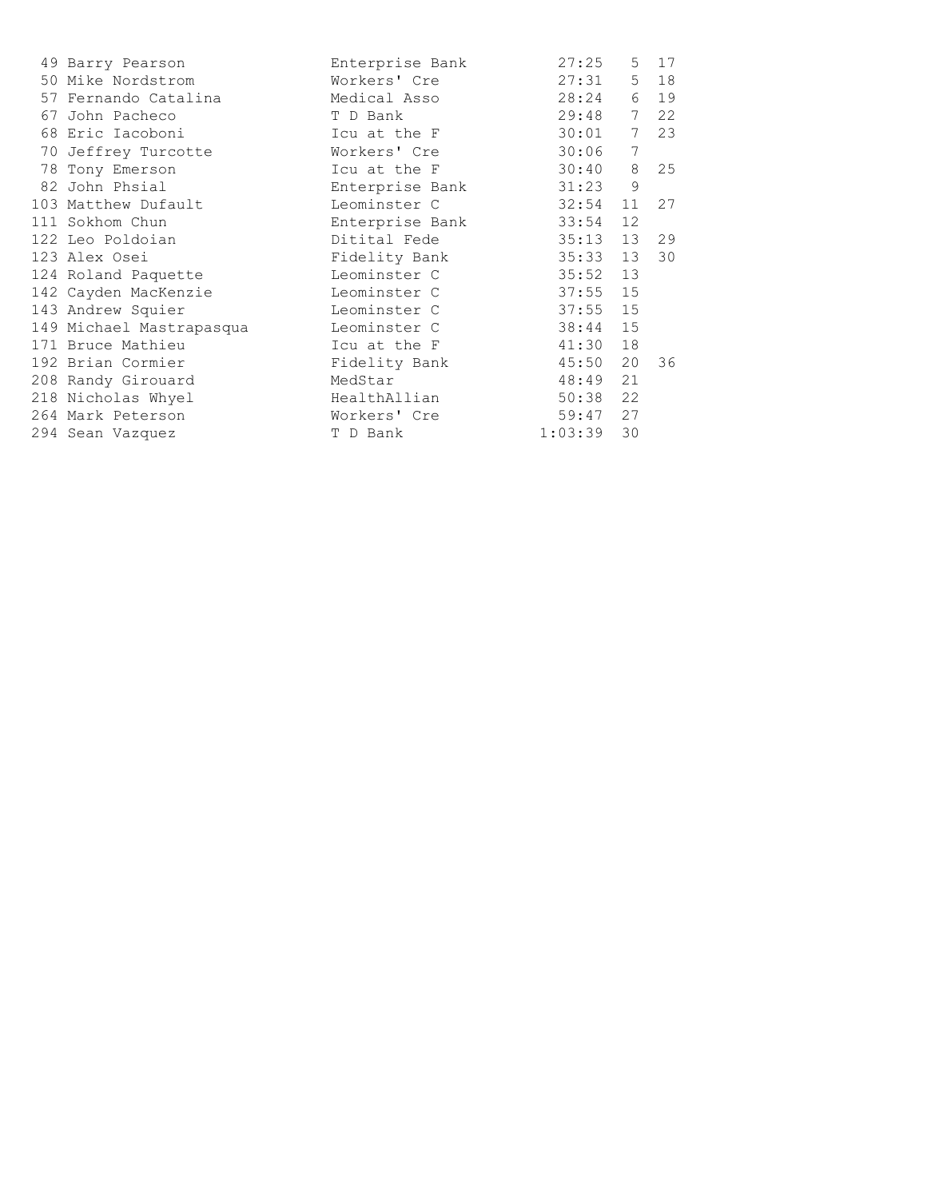```
 49 Barry Pearson             Enterprise Bank         27:25   5  17
 50 Mike Nordstrom            Workers' Cre            27:31   5  18
 57 Fernando Catalina         Medical Asso            28:24   6  19
 67 John Pacheco              T D Bank                29:48   7  22
 68 Eric Iacoboni             Icu at the F            30:01   7  23
 70 Jeffrey Turcotte          Workers' Cre            30:06   7
 78 Tony Emerson              Icu at the F            30:40   8  25
 82 John Phsial               Enterprise Bank         31:23   9
103 Matthew Dufault           Leominster C            32:54  11  27
111 Sokhom Chun               Enterprise Bank         33:54  12
122 Leo Poldoian              Ditital Fede            35:13  13  29
123 Alex Osei                 Fidelity Bank           35:33  13  30
124 Roland Paquette           Leominster C            35:52  13
142 Cayden MacKenzie          Leominster C            37:55  15
143 Andrew Squier             Leominster C            37:55  15
149 Michael Mastrapasqua      Leominster C            38:44  15
171 Bruce Mathieu             Icu at the F            41:30  18
192 Brian Cormier             Fidelity Bank           45:50  20  36
208 Randy Girouard            MedStar                 48:49  21
218 Nicholas Whyel            HealthAllian            50:38  22
264 Mark Peterson             Workers' Cre            59:47  27
294 Sean Vazquez              T D Bank              1:03:39  30
```